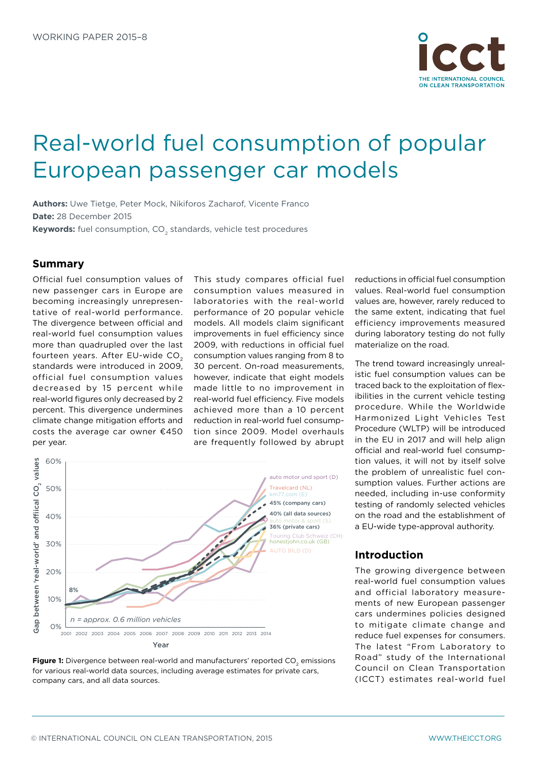WORKING PAPER 2015–8

# Real-world fuel consumption of popular European passenger car models

**Authors:** Uwe Tietge, Peter Mock, Nikiforos Zacharof, Vicente Franco
**Date:** 28 December 2015
**Keywords:** fuel consumption, $CO_2$ standards, vehicle test procedures

## Summary

Official fuel consumption values of new passenger cars in Europe are becoming increasingly unrepresentative of real-world performance. The divergence between official and real-world fuel consumption values more than quadrupled over the last fourteen years. After EU-wide $CO_2$ standards were introduced in 2009, official fuel consumption values decreased by 15 percent while real-world figures only decreased by 2 percent. This divergence undermines climate change mitigation efforts and costs the average car owner €450 per year.

This study compares official fuel consumption values measured in laboratories with the real-world performance of 20 popular vehicle models. All models claim significant improvements in fuel efficiency since 2009, with reductions in official fuel consumption values ranging from 8 to 30 percent. On-road measurements, however, indicate that eight models made little to no improvement in real-world fuel efficiency. Five models achieved more than a 10 percent reduction in real-world fuel consumption since 2009. Model overhauls are frequently followed by abrupt reductions in official fuel consumption values. Real-world fuel consumption values are, however, rarely reduced to the same extent, indicating that fuel efficiency improvements measured during laboratory testing do not fully materialize on the road.

The trend toward increasingly unrealistic fuel consumption values can be traced back to the exploitation of flexibilities in the current vehicle testing procedure. While the Worldwide Harmonized Light Vehicles Test Procedure (WLTP) will be introduced in the EU in 2017 and will help align official and real-world fuel consumption values, it will not by itself solve the problem of unrealistic fuel consumption values. Further actions are needed, including in-use conformity testing of randomly selected vehicles on the road and the establishment of a EU-wide type-approval authority.

**Figure 1:** Divergence between real-world and manufacturers' reported $CO_2$ emissions for various real-world data sources, including average estimates for private cars, company cars, and all data sources.

## Introduction

The growing divergence between real-world fuel consumption values and official laboratory measurements of new European passenger cars undermines policies designed to mitigate climate change and reduce fuel expenses for consumers. The latest "From Laboratory to Road" study of the International Council on Clean Transportation (ICCT) estimates real-world fuel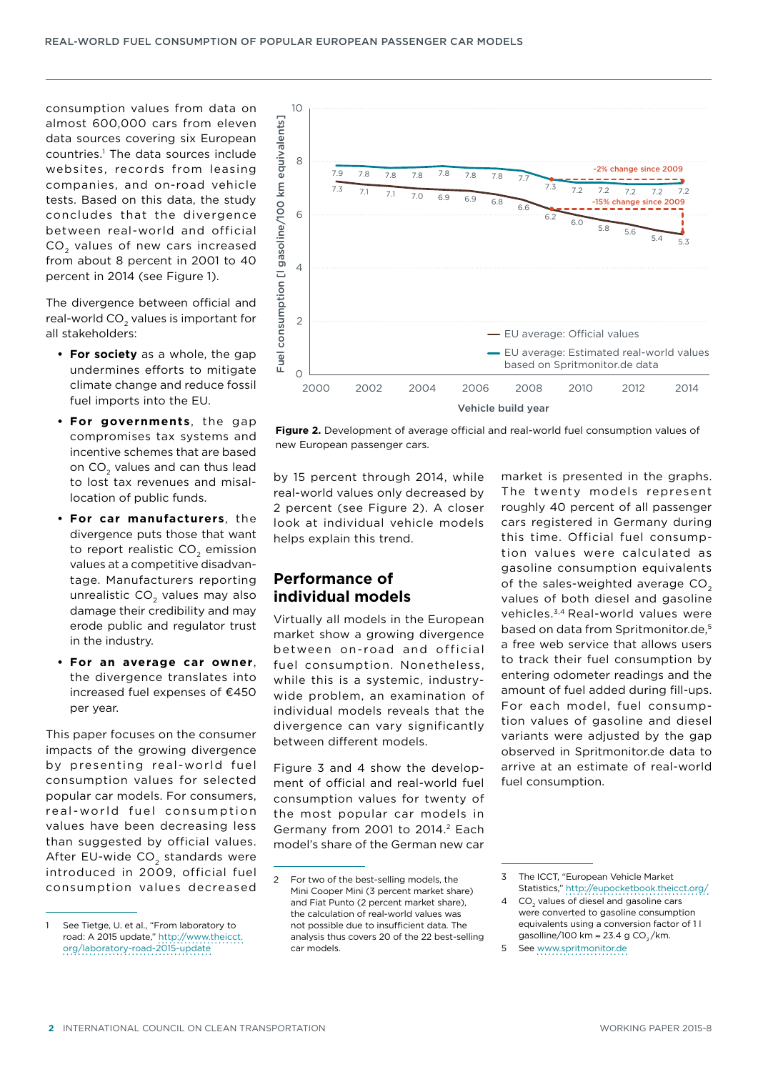consumption values from data on almost 600,000 cars from eleven data sources covering six European countries.[1] The data sources include websites, records from leasing companies, and on-road vehicle tests. Based on this data, the study concludes that the divergence between real-world and official $CO_2$ values of new cars increased from about 8 percent in 2001 to 40 percent in 2014 (see Figure 1).

The divergence between official and real-world $CO_2$ values is important for all stakeholders:

- **For society** as a whole, the gap undermines efforts to mitigate climate change and reduce fossil fuel imports into the EU.
- **For governments**, the gap compromises tax systems and incentive schemes that are based on $CO_2$ values and can thus lead to lost tax revenues and misallocation of public funds.
- **For car manufacturers**, the divergence puts those that want to report realistic $CO_2$ emission values at a competitive disadvantage. Manufacturers reporting unrealistic $CO_2$ values may also damage their credibility and may erode public and regulator trust in the industry.
- **For an average car owner**, the divergence translates into increased fuel expenses of €450 per year.

This paper focuses on the consumer impacts of the growing divergence by presenting real-world fuel consumption values for selected popular car models. For consumers, real-world fuel consumption values have been decreasing less than suggested by official values. After EU-wide $CO_2$ standards were introduced in 2009, official fuel consumption values decreased by 15 percent through 2014, while real-world values only decreased by 2 percent (see Figure 2). A closer look at individual vehicle models helps explain this trend.

**Figure 2.** Development of average official and real-world fuel consumption values of new European passenger cars.

## Performance of individual models

Virtually all models in the European market show a growing divergence between on-road and official fuel consumption. Nonetheless, while this is a systemic, industry-wide problem, an examination of individual models reveals that the divergence can vary significantly between different models.

Figure 3 and 4 show the development of official and real-world fuel consumption values for twenty of the most popular car models in Germany from 2001 to 2014.[2] Each model's share of the German new car market is presented in the graphs. The twenty models represent roughly 40 percent of all passenger cars registered in Germany during this time. Official fuel consumption values were calculated as gasoline consumption equivalents of the sales-weighted average $CO_2$ values of both diesel and gasoline vehicles.[3,4] Real-world values were based on data from Spritmonitor.de,[5] a free web service that allows users to track their fuel consumption by entering odometer readings and the amount of fuel added during fill-ups. For each model, fuel consumption values of gasoline and diesel variants were adjusted by the gap observed in Spritmonitor.de data to arrive at an estimate of real-world fuel consumption.

---

1 See Tietge, U. et al., "From laboratory to road: A 2015 update," http://www.theicct.org/laboratory-road-2015-update

2 For two of the best-selling models, the Mini Cooper Mini (3 percent market share) and Fiat Punto (2 percent market share), the calculation of real-world values was not possible due to insufficient data. The analysis thus covers 20 of the 22 best-selling car models.

3 The ICCT, "European Vehicle Market Statistics," http://eupocketbook.theicct.org/

4 $CO_2$ values of diesel and gasoline cars were converted to gasoline consumption equivalents using a conversion factor of 1 l gasoline/100 km ≈ 23.4 g $CO_2$/km.

5 See www.spritmonitor.de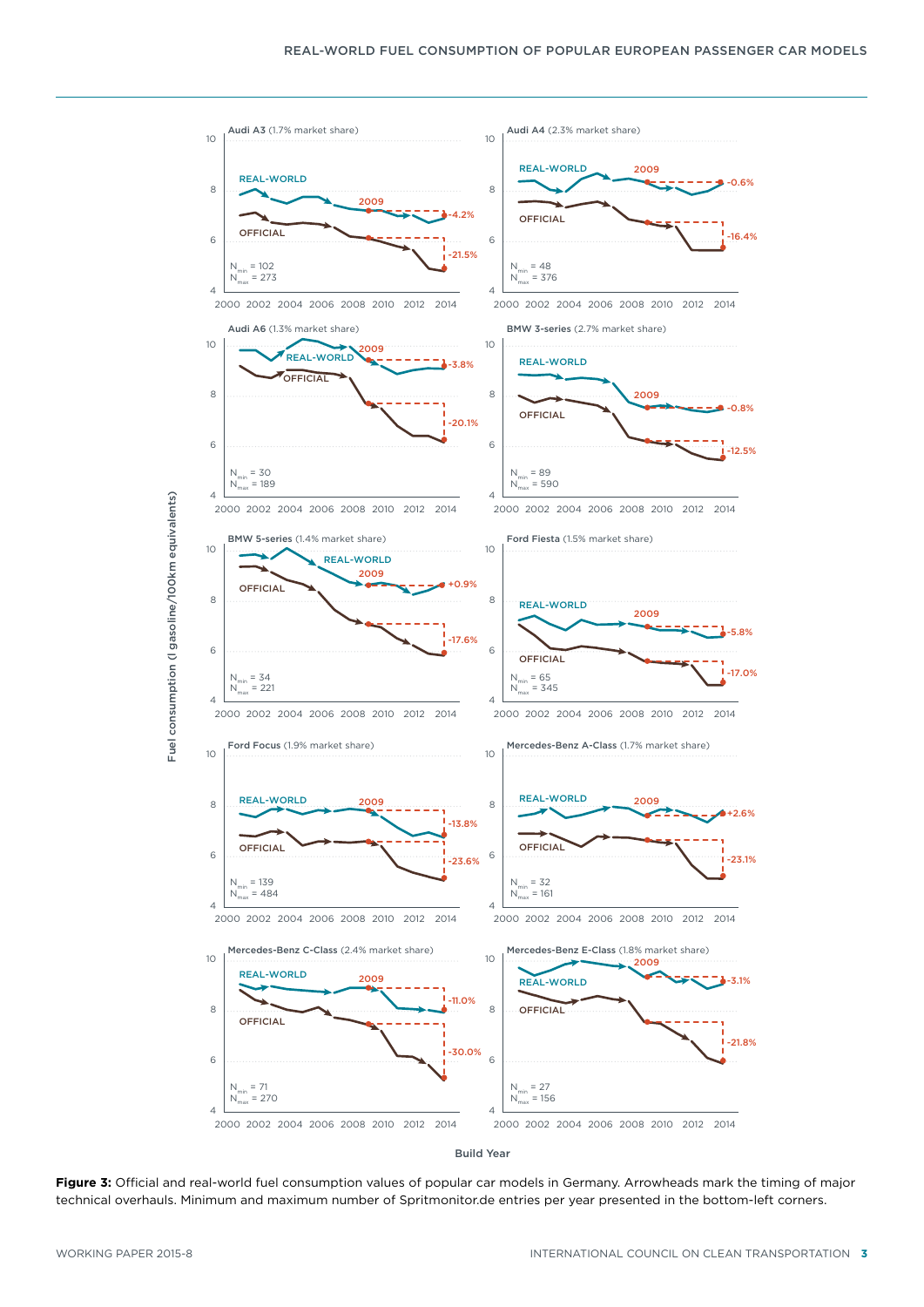**Figure 3:** Official and real-world fuel consumption values of popular car models in Germany. Arrowheads mark the timing of major technical overhauls. Minimum and maximum number of Spritmonitor.de entries per year presented in the bottom-left corners.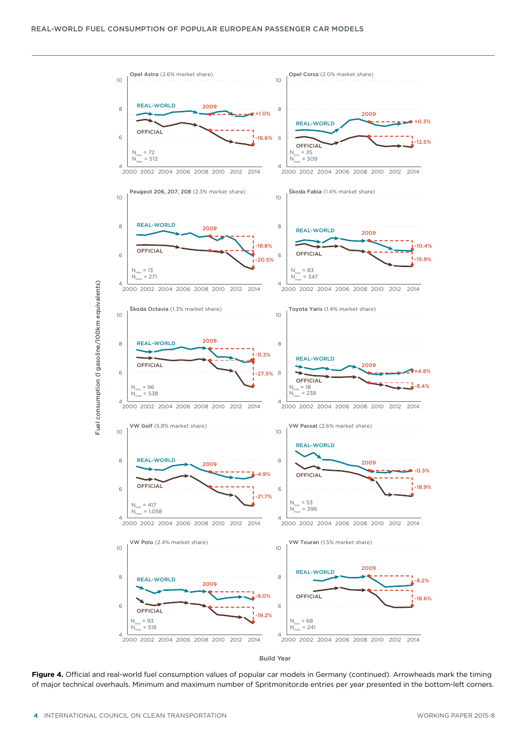**Figure 4.** Official and real-world fuel consumption values of popular car models in Germany (continued). Arrowheads mark the timing of major technical overhauls. Minimum and maximum number of Spritmonitor.de entries per year presented in the bottom-left corners.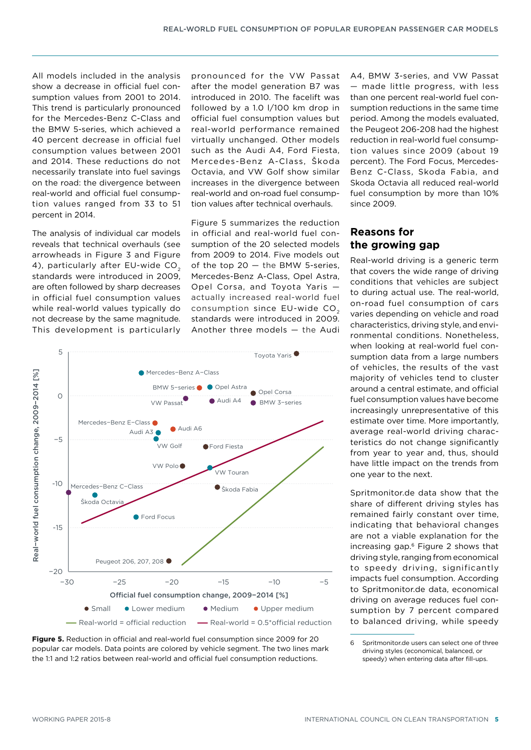All models included in the analysis show a decrease in official fuel consumption values from 2001 to 2014. This trend is particularly pronounced for the Mercedes-Benz C-Class and the BMW 5-series, which achieved a 40 percent decrease in official fuel consumption values between 2001 and 2014. These reductions do not necessarily translate into fuel savings on the road: the divergence between real-world and official fuel consumption values ranged from 33 to 51 percent in 2014.

The analysis of individual car models reveals that technical overhauls (see arrowheads in Figure 3 and Figure 4), particularly after EU-wide $CO_2$ standards were introduced in 2009, are often followed by sharp decreases in official fuel consumption values while real-world values typically do not decrease by the same magnitude. This development is particularly pronounced for the VW Passat after the model generation B7 was introduced in 2010. The facelift was followed by a 1.0 l/100 km drop in official fuel consumption values but real-world performance remained virtually unchanged. Other models such as the Audi A4, Ford Fiesta, Mercedes-Benz A-Class, Škoda Octavia, and VW Golf show similar increases in the divergence between real-world and on-road fuel consumption values after technical overhauls.

Figure 5 summarizes the reduction in official and real-world fuel consumption of the 20 selected models from 2009 to 2014. Five models out of the top 20 — the BMW 5-series, Mercedes-Benz A-Class, Opel Astra, Opel Corsa, and Toyota Yaris — actually increased real-world fuel consumption since EU-wide $CO_2$ standards were introduced in 2009. Another three models — the Audi A4, BMW 3-series, and VW Passat — made little progress, with less than one percent real-world fuel consumption reductions in the same time period. Among the models evaluated, the Peugeot 206-208 had the highest reduction in real-world fuel consumption values since 2009 (about 19 percent). The Ford Focus, Mercedes-Benz C-Class, Skoda Fabia, and Skoda Octavia all reduced real-world fuel consumption by more than 10% since 2009.

**Figure 5.** Reduction in official and real-world fuel consumption since 2009 for 20 popular car models. Data points are colored by vehicle segment. The two lines mark the 1:1 and 1:2 ratios between real-world and official fuel consumption reductions.

## Reasons for the growing gap

Real-world driving is a generic term that covers the wide range of driving conditions that vehicles are subject to during actual use. The real-world, on-road fuel consumption of cars varies depending on vehicle and road characteristics, driving style, and environmental conditions. Nonetheless, when looking at real-world fuel consumption data from a large numbers of vehicles, the results of the vast majority of vehicles tend to cluster around a central estimate, and official fuel consumption values have become increasingly unrepresentative of this estimate over time. More importantly, average real-world driving characteristics do not change significantly from year to year and, thus, should have little impact on the trends from one year to the next.

Spritmonitor.de data show that the share of different driving styles has remained fairly constant over time, indicating that behavioral changes are not a viable explanation for the increasing gap.[6] Figure 2 shows that driving style, ranging from economical to speedy driving, significantly impacts fuel consumption. According to Spritmonitor.de data, economical driving on average reduces fuel consumption by 7 percent compared to balanced driving, while speedy

6 Spritmonitor.de users can select one of three driving styles (economical, balanced, or speedy) when entering data after fill-ups.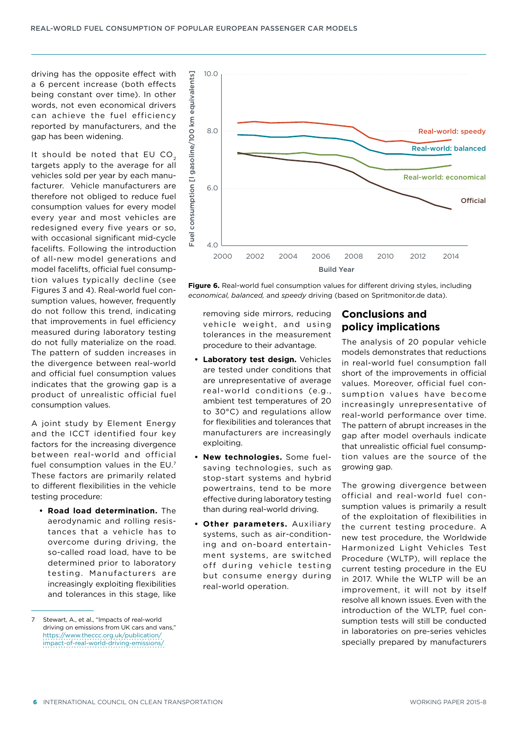driving has the opposite effect with a 6 percent increase (both effects being constant over time). In other words, not even economical drivers can achieve the fuel efficiency reported by manufacturers, and the gap has been widening.

It should be noted that EU $CO_2$ targets apply to the average for all vehicles sold per year by each manufacturer. Vehicle manufacturers are therefore not obliged to reduce fuel consumption values for every model every year and most vehicles are redesigned every five years or so, with occasional significant mid-cycle facelifts. Following the introduction of all-new model generations and model facelifts, official fuel consumption values typically decline (see Figures 3 and 4). Real-world fuel consumption values, however, frequently do not follow this trend, indicating that improvements in fuel efficiency measured during laboratory testing do not fully materialize on the road. The pattern of sudden increases in the divergence between real-world and official fuel consumption values indicates that the growing gap is a product of unrealistic official fuel consumption values.

A joint study by Element Energy and the ICCT identified four key factors for the increasing divergence between real-world and official fuel consumption values in the EU.[7] These factors are primarily related to different flexibilities in the vehicle testing procedure:

- **Road load determination.** The aerodynamic and rolling resistances that a vehicle has to overcome during driving, the so-called road load, have to be determined prior to laboratory testing. Manufacturers are increasingly exploiting flexibilities and tolerances in this stage, like removing side mirrors, reducing vehicle weight, and using tolerances in the measurement procedure to their advantage.
- **Laboratory test design.** Vehicles are tested under conditions that are unrepresentative of average real-world conditions (e.g., ambient test temperatures of 20 to 30°C) and regulations allow for flexibilities and tolerances that manufacturers are increasingly exploiting.
- **New technologies.** Some fuel-saving technologies, such as stop-start systems and hybrid powertrains, tend to be more effective during laboratory testing than during real-world driving.
- **Other parameters.** Auxiliary systems, such as air-conditioning and on-board entertainment systems, are switched off during vehicle testing but consume energy during real-world operation.

**Figure 6.** Real-world fuel consumption values for different driving styles, including *economical, balanced,* and *speedy* driving (based on Spritmonitor.de data).

## Conclusions and policy implications

The analysis of 20 popular vehicle models demonstrates that reductions in real-world fuel consumption fall short of the improvements in official values. Moreover, official fuel consumption values have become increasingly unrepresentative of real-world performance over time. The pattern of abrupt increases in the gap after model overhauls indicate that unrealistic official fuel consumption values are the source of the growing gap.

The growing divergence between official and real-world fuel consumption values is primarily a result of the exploitation of flexibilities in the current testing procedure. A new test procedure, the Worldwide Harmonized Light Vehicles Test Procedure (WLTP), will replace the current testing procedure in the EU in 2017. While the WLTP will be an improvement, it will not by itself resolve all known issues. Even with the introduction of the WLTP, fuel consumption tests will still be conducted in laboratories on pre-series vehicles specially prepared by manufacturers

7 Stewart, A., et al., "Impacts of real-world driving on emissions from UK cars and vans," https://www.theccc.org.uk/publication/impact-of-real-world-driving-emissions/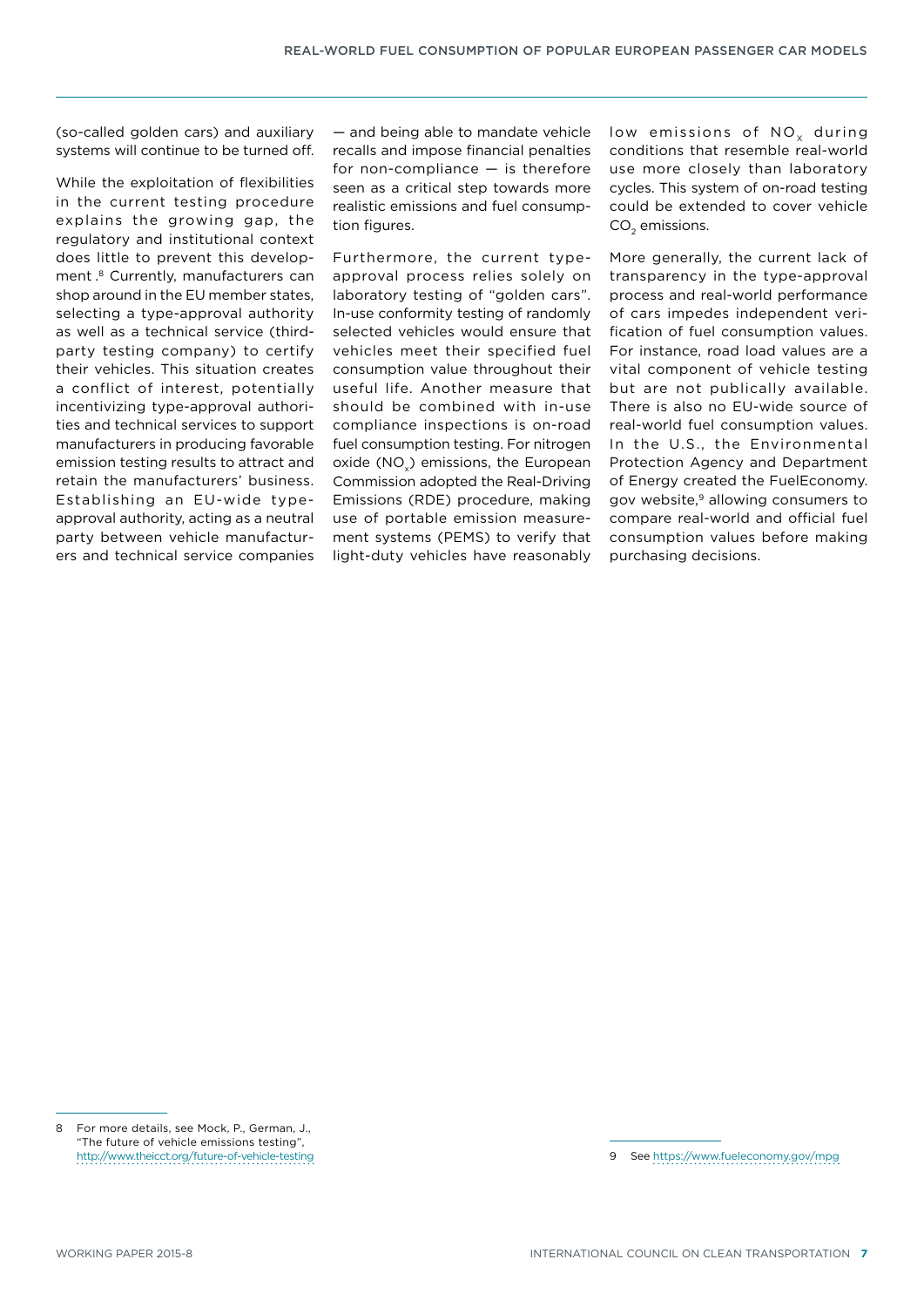(so-called golden cars) and auxiliary systems will continue to be turned off.

While the exploitation of flexibilities in the current testing procedure explains the growing gap, the regulatory and institutional context does little to prevent this development.[8] Currently, manufacturers can shop around in the EU member states, selecting a type-approval authority as well as a technical service (third-party testing company) to certify their vehicles. This situation creates a conflict of interest, potentially incentivizing type-approval authorities and technical services to support manufacturers in producing favorable emission testing results to attract and retain the manufacturers' business. Establishing an EU-wide type-approval authority, acting as a neutral party between vehicle manufacturers and technical service companies — and being able to mandate vehicle recalls and impose financial penalties for non-compliance — is therefore seen as a critical step towards more realistic emissions and fuel consumption figures.

Furthermore, the current type-approval process relies solely on laboratory testing of "golden cars". In-use conformity testing of randomly selected vehicles would ensure that vehicles meet their specified fuel consumption value throughout their useful life. Another measure that should be combined with in-use compliance inspections is on-road fuel consumption testing. For nitrogen oxide ($NO_x$) emissions, the European Commission adopted the Real-Driving Emissions (RDE) procedure, making use of portable emission measurement systems (PEMS) to verify that light-duty vehicles have reasonably low emissions of $NO_x$ during conditions that resemble real-world use more closely than laboratory cycles. This system of on-road testing could be extended to cover vehicle $CO_2$ emissions.

More generally, the current lack of transparency in the type-approval process and real-world performance of cars impedes independent verification of fuel consumption values. For instance, road load values are a vital component of vehicle testing but are not publically available. There is also no EU-wide source of real-world fuel consumption values. In the U.S., the Environmental Protection Agency and Department of Energy created the FuelEconomy.gov website,[9] allowing consumers to compare real-world and official fuel consumption values before making purchasing decisions.

---

8 For more details, see Mock, P., German, J., "The future of vehicle emissions testing", http://www.theicct.org/future-of-vehicle-testing

9 See https://www.fueleconomy.gov/mpg